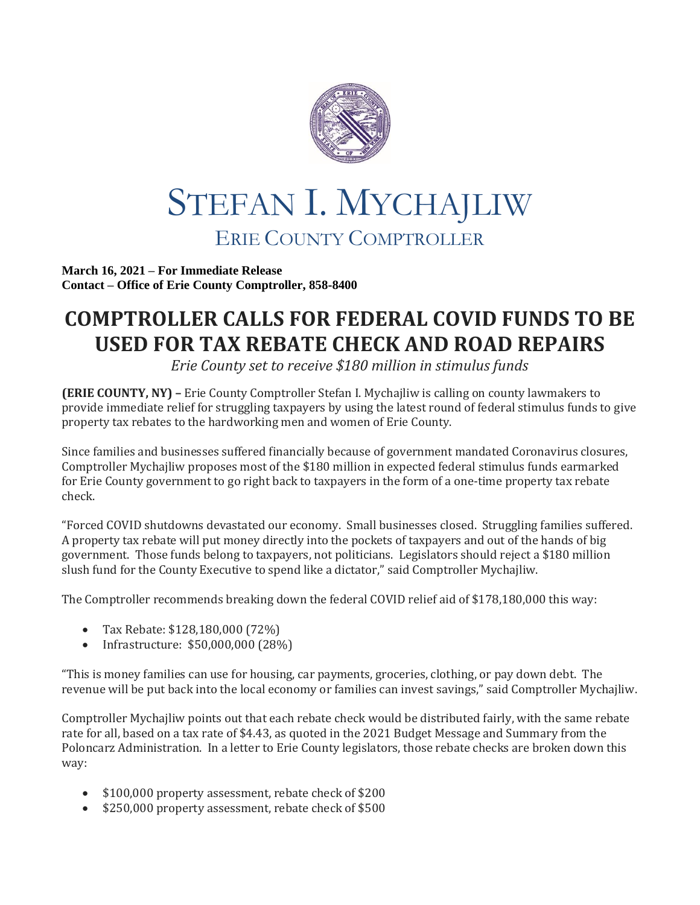# STEFAN I. MYCHAJLIW

## ERIE COUNTY COMPTROLLER

**March 16, 2021 – For Immediate Release**
**Contact – Office of Erie County Comptroller, 858-8400**

# COMPTROLLER CALLS FOR FEDERAL COVID FUNDS TO BE USED FOR TAX REBATE CHECK AND ROAD REPAIRS

*Erie County set to receive $180 million in stimulus funds*

**(ERIE COUNTY, NY) –** Erie County Comptroller Stefan I. Mychajliw is calling on county lawmakers to provide immediate relief for struggling taxpayers by using the latest round of federal stimulus funds to give property tax rebates to the hardworking men and women of Erie County.

Since families and businesses suffered financially because of government mandated Coronavirus closures, Comptroller Mychajliw proposes most of the $180 million in expected federal stimulus funds earmarked for Erie County government to go right back to taxpayers in the form of a one-time property tax rebate check.

"Forced COVID shutdowns devastated our economy. Small businesses closed. Struggling families suffered. A property tax rebate will put money directly into the pockets of taxpayers and out of the hands of big government. Those funds belong to taxpayers, not politicians. Legislators should reject a $180 million slush fund for the County Executive to spend like a dictator," said Comptroller Mychajliw.

The Comptroller recommends breaking down the federal COVID relief aid of $178,180,000 this way:

- Tax Rebate: $128,180,000 (72%)
- Infrastructure: $50,000,000 (28%)

"This is money families can use for housing, car payments, groceries, clothing, or pay down debt. The revenue will be put back into the local economy or families can invest savings," said Comptroller Mychajliw.

Comptroller Mychajliw points out that each rebate check would be distributed fairly, with the same rebate rate for all, based on a tax rate of $4.43, as quoted in the 2021 Budget Message and Summary from the Poloncarz Administration. In a letter to Erie County legislators, those rebate checks are broken down this way:

- $100,000 property assessment, rebate check of $200
- $250,000 property assessment, rebate check of $500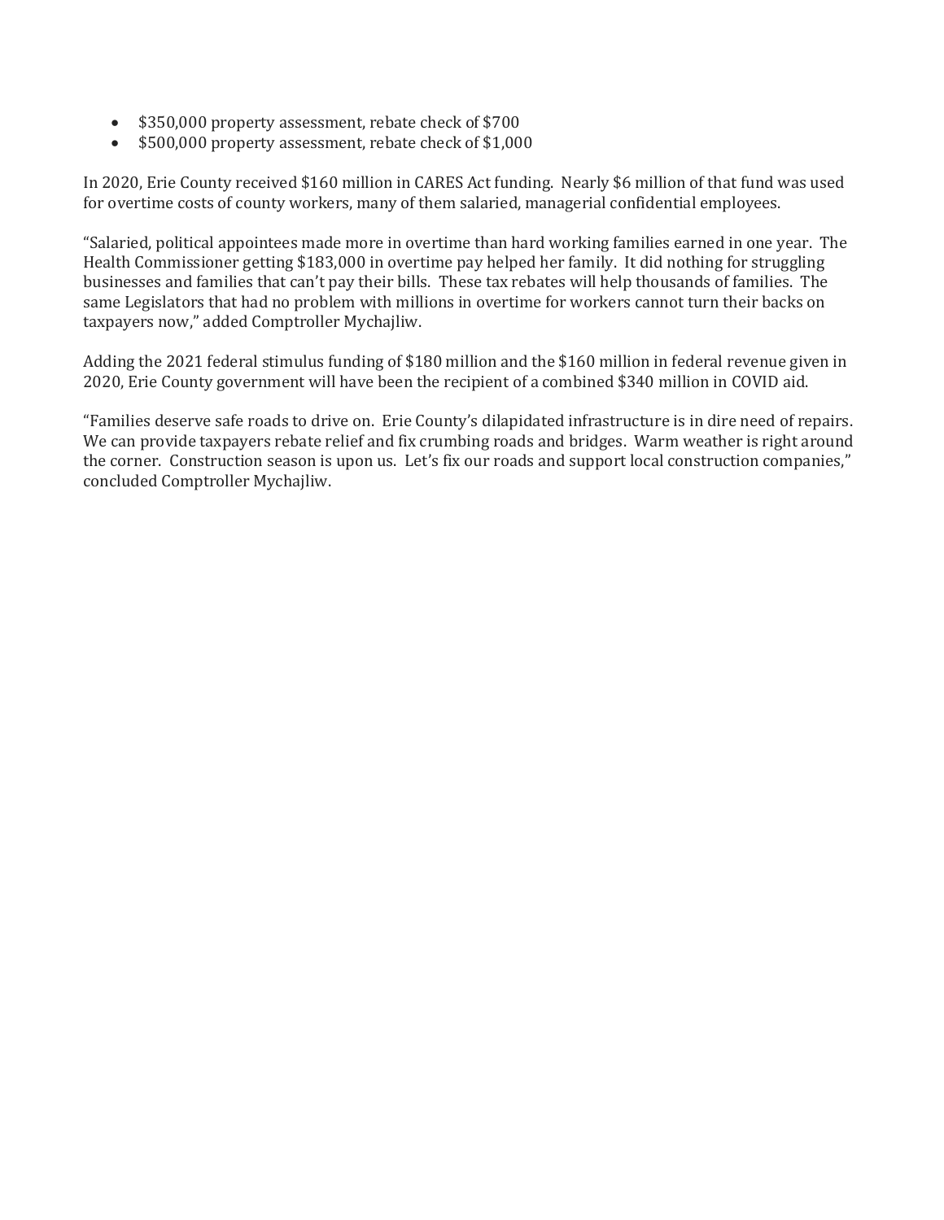- $350,000 property assessment, rebate check of $700
- $500,000 property assessment, rebate check of $1,000

In 2020, Erie County received $160 million in CARES Act funding. Nearly $6 million of that fund was used for overtime costs of county workers, many of them salaried, managerial confidential employees.

"Salaried, political appointees made more in overtime than hard working families earned in one year. The Health Commissioner getting $183,000 in overtime pay helped her family. It did nothing for struggling businesses and families that can't pay their bills. These tax rebates will help thousands of families. The same Legislators that had no problem with millions in overtime for workers cannot turn their backs on taxpayers now," added Comptroller Mychajliw.

Adding the 2021 federal stimulus funding of $180 million and the $160 million in federal revenue given in 2020, Erie County government will have been the recipient of a combined $340 million in COVID aid.

"Families deserve safe roads to drive on. Erie County's dilapidated infrastructure is in dire need of repairs. We can provide taxpayers rebate relief and fix crumbing roads and bridges. Warm weather is right around the corner. Construction season is upon us. Let's fix our roads and support local construction companies," concluded Comptroller Mychajliw.